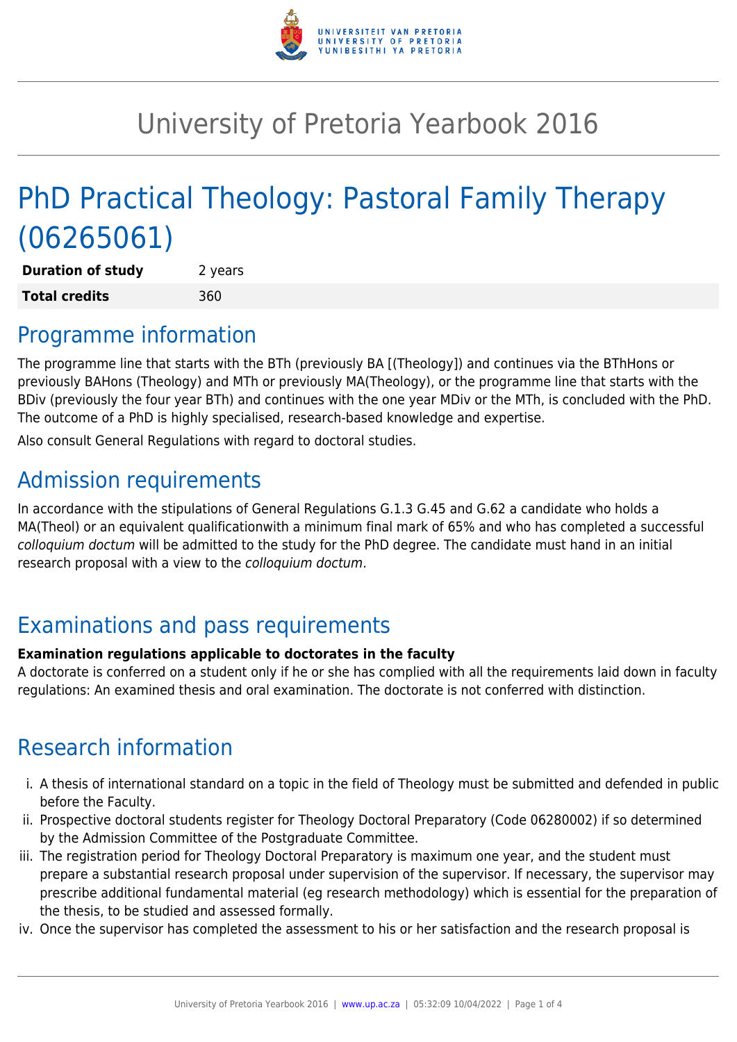# University of Pretoria Yearbook 2016

# PhD Practical Theology: Pastoral Family Therapy (06265061)

| **Duration of study** | 2 years |
|---|---|
| **Total credits** | 360 |

## Programme information

The programme line that starts with the BTh (previously BA [(Theology]) and continues via the BThHons or previously BAHons (Theology) and MTh or previously MA(Theology), or the programme line that starts with the BDiv (previously the four year BTh) and continues with the one year MDiv or the MTh, is concluded with the PhD. The outcome of a PhD is highly specialised, research-based knowledge and expertise.

Also consult General Regulations with regard to doctoral studies.

## Admission requirements

In accordance with the stipulations of General Regulations G.1.3 G.45 and G.62 a candidate who holds a MA(Theol) or an equivalent qualificationwith a minimum final mark of 65% and who has completed a successful *colloquium doctum* will be admitted to the study for the PhD degree. The candidate must hand in an initial research proposal with a view to the *colloquium doctum*.

## Examinations and pass requirements

**Examination regulations applicable to doctorates in the faculty**

A doctorate is conferred on a student only if he or she has complied with all the requirements laid down in faculty regulations: An examined thesis and oral examination. The doctorate is not conferred with distinction.

## Research information

i. A thesis of international standard on a topic in the field of Theology must be submitted and defended in public before the Faculty.
ii. Prospective doctoral students register for Theology Doctoral Preparatory (Code 06280002) if so determined by the Admission Committee of the Postgraduate Committee.
iii. The registration period for Theology Doctoral Preparatory is maximum one year, and the student must prepare a substantial research proposal under supervision of the supervisor. If necessary, the supervisor may prescribe additional fundamental material (eg research methodology) which is essential for the preparation of the thesis, to be studied and assessed formally.
iv. Once the supervisor has completed the assessment to his or her satisfaction and the research proposal is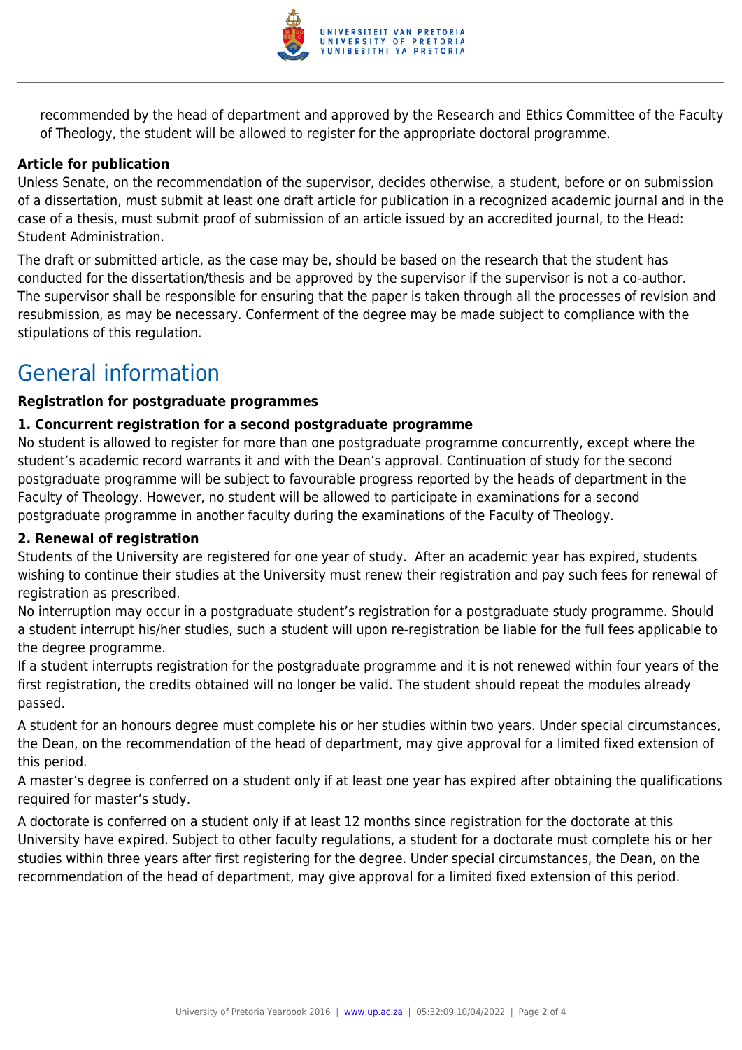recommended by the head of department and approved by the Research and Ethics Committee of the Faculty of Theology, the student will be allowed to register for the appropriate doctoral programme.

**Article for publication**

Unless Senate, on the recommendation of the supervisor, decides otherwise, a student, before or on submission of a dissertation, must submit at least one draft article for publication in a recognized academic journal and in the case of a thesis, must submit proof of submission of an article issued by an accredited journal, to the Head: Student Administration.

The draft or submitted article, as the case may be, should be based on the research that the student has conducted for the dissertation/thesis and be approved by the supervisor if the supervisor is not a co-author. The supervisor shall be responsible for ensuring that the paper is taken through all the processes of revision and resubmission, as may be necessary. Conferment of the degree may be made subject to compliance with the stipulations of this regulation.

# General information

**Registration for postgraduate programmes**

**1. Concurrent registration for a second postgraduate programme**

No student is allowed to register for more than one postgraduate programme concurrently, except where the student's academic record warrants it and with the Dean's approval. Continuation of study for the second postgraduate programme will be subject to favourable progress reported by the heads of department in the Faculty of Theology. However, no student will be allowed to participate in examinations for a second postgraduate programme in another faculty during the examinations of the Faculty of Theology.

**2. Renewal of registration**

Students of the University are registered for one year of study. After an academic year has expired, students wishing to continue their studies at the University must renew their registration and pay such fees for renewal of registration as prescribed.

No interruption may occur in a postgraduate student's registration for a postgraduate study programme. Should a student interrupt his/her studies, such a student will upon re-registration be liable for the full fees applicable to the degree programme.

If a student interrupts registration for the postgraduate programme and it is not renewed within four years of the first registration, the credits obtained will no longer be valid. The student should repeat the modules already passed.

A student for an honours degree must complete his or her studies within two years. Under special circumstances, the Dean, on the recommendation of the head of department, may give approval for a limited fixed extension of this period.

A master's degree is conferred on a student only if at least one year has expired after obtaining the qualifications required for master's study.

A doctorate is conferred on a student only if at least 12 months since registration for the doctorate at this University have expired. Subject to other faculty regulations, a student for a doctorate must complete his or her studies within three years after first registering for the degree. Under special circumstances, the Dean, on the recommendation of the head of department, may give approval for a limited fixed extension of this period.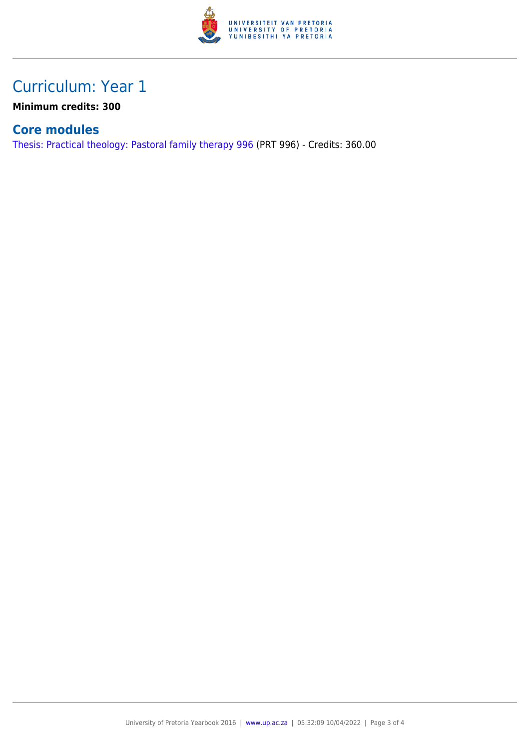## Curriculum: Year 1

**Minimum credits: 300**

### Core modules

Thesis: Practical theology: Pastoral family therapy 996 (PRT 996) - Credits: 360.00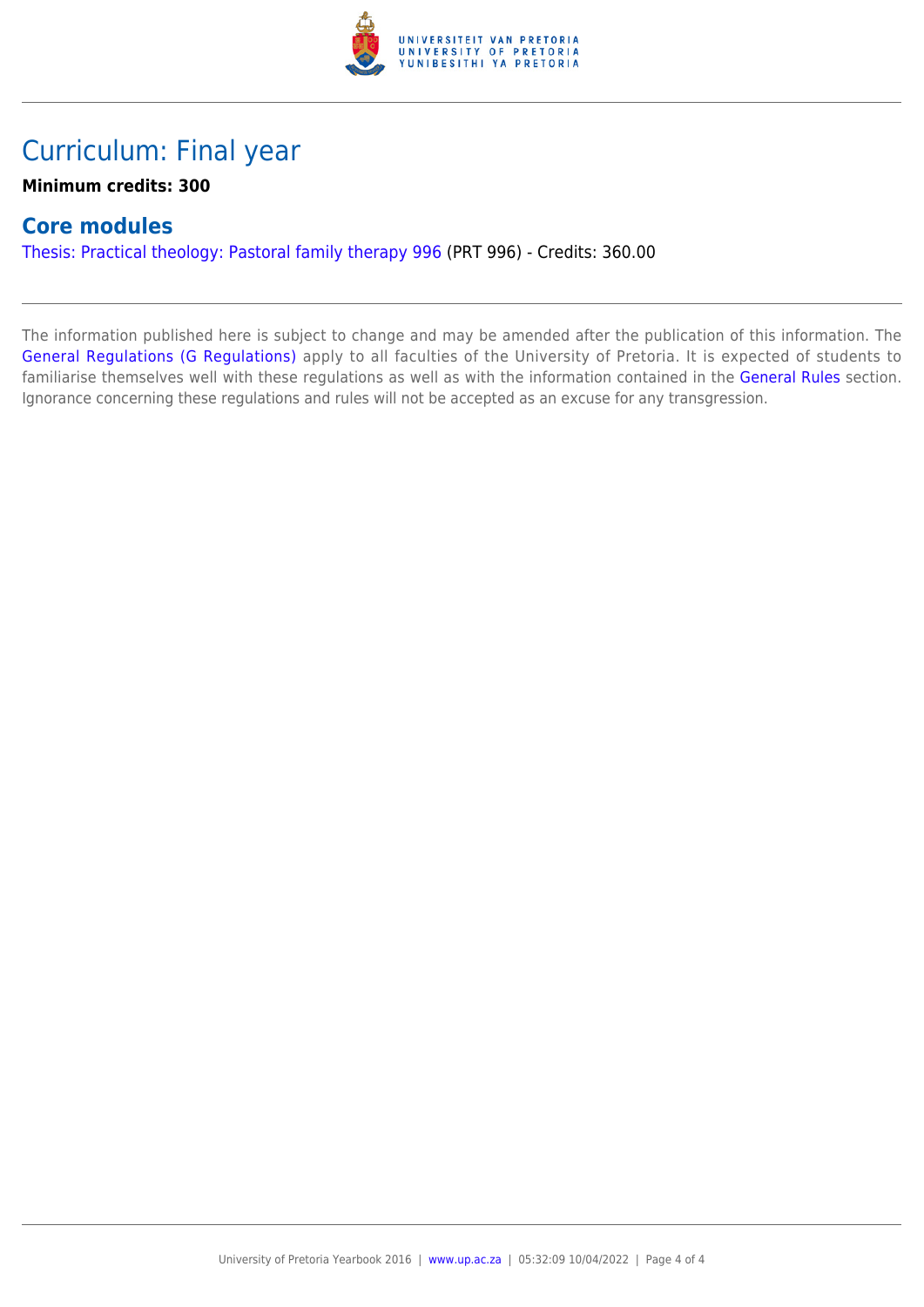# Curriculum: Final year

**Minimum credits: 300**

## Core modules

Thesis: Practical theology: Pastoral family therapy 996 (PRT 996) - Credits: 360.00

The information published here is subject to change and may be amended after the publication of this information. The General Regulations (G Regulations) apply to all faculties of the University of Pretoria. It is expected of students to familiarise themselves well with these regulations as well as with the information contained in the General Rules section. Ignorance concerning these regulations and rules will not be accepted as an excuse for any transgression.